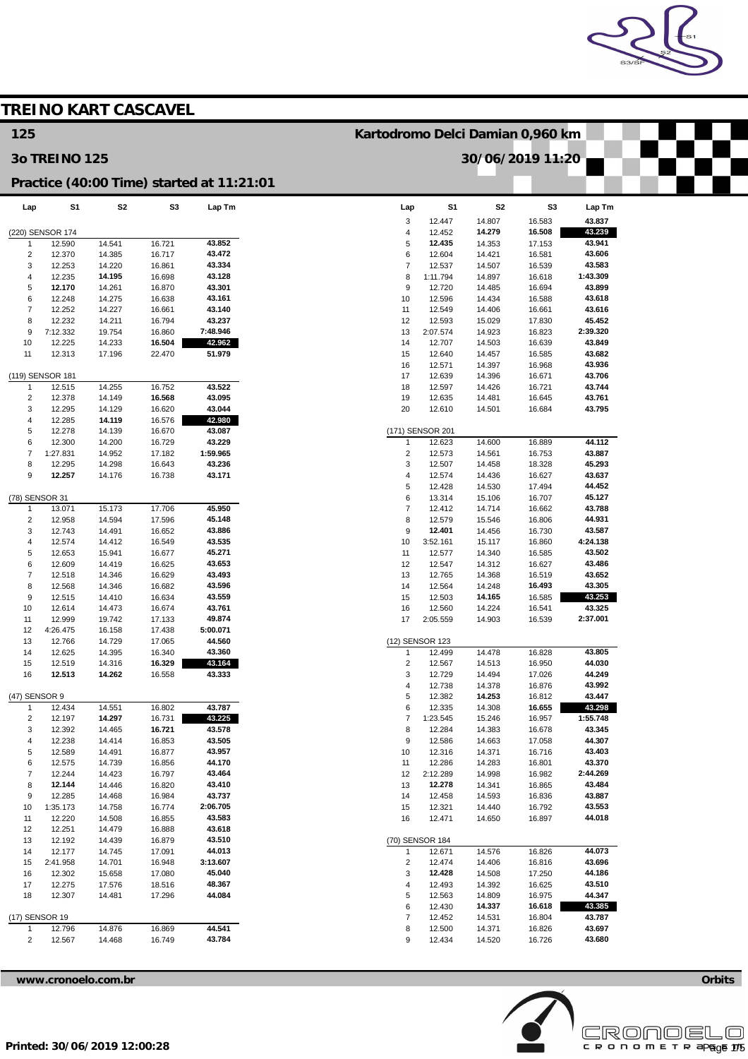# TREINO KART CASCAVEL

## 125

**Kartodromo Delci Damian 0,960 km**

## 3o TREINO 125

**30/06/2019 11:20**

### Practice (40:00 Time) started at 11:21:01

| Lap | S1 | S2 | S3 | Lap Tm |
|---|---|---|---|---|
| (220) SENSOR 174 | | | | |
| 1 | 12.590 | 14.541 | 16.721 | 43.852 |
| 2 | 12.370 | 14.385 | 16.717 | 43.472 |
| 3 | 12.253 | 14.220 | 16.861 | 43.334 |
| 4 | 12.235 | **14.195** | 16.698 | 43.128 |
| 5 | **12.170** | 14.261 | 16.870 | 43.301 |
| 6 | 12.248 | 14.275 | 16.638 | 43.161 |
| 7 | 12.252 | 14.227 | 16.661 | 43.140 |
| 8 | 12.232 | 14.211 | 16.794 | 43.237 |
| 9 | 7:12.332 | 19.754 | 16.860 | 7:48.946 |
| 10 | 12.225 | 14.233 | **16.504** | **42.962** |
| 11 | 12.313 | 17.196 | 22.470 | 51.979 |
| (119) SENSOR 181 | | | | |
| 1 | 12.515 | 14.255 | 16.752 | 43.522 |
| 2 | 12.378 | 14.149 | **16.568** | 43.095 |
| 3 | 12.295 | 14.129 | 16.620 | 43.044 |
| 4 | 12.285 | **14.119** | 16.576 | **42.980** |
| 5 | 12.278 | 14.139 | 16.670 | 43.087 |
| 6 | 12.300 | 14.200 | 16.729 | 43.229 |
| 7 | 1:27.831 | 14.952 | 17.182 | 1:59.965 |
| 8 | 12.295 | 14.298 | 16.643 | 43.236 |
| 9 | **12.257** | 14.176 | 16.738 | 43.171 |
| (78) SENSOR 31 | | | | |
| 1 | 13.071 | 15.173 | 17.706 | 45.950 |
| 2 | 12.958 | 14.594 | 17.596 | 45.148 |
| 3 | 12.743 | 14.491 | 16.652 | 43.886 |
| 4 | 12.574 | 14.412 | 16.549 | 43.535 |
| 5 | 12.653 | 15.941 | 16.677 | 45.271 |
| 6 | 12.609 | 14.419 | 16.625 | 43.653 |
| 7 | 12.518 | 14.346 | 16.629 | 43.493 |
| 8 | 12.568 | 14.346 | 16.682 | 43.596 |
| 9 | 12.515 | 14.410 | 16.634 | 43.559 |
| 10 | 12.614 | 14.473 | 16.674 | 43.761 |
| 11 | 12.999 | 19.742 | 17.133 | 49.874 |
| 12 | 4:26.475 | 16.158 | 17.438 | 5:00.071 |
| 13 | 12.766 | 14.729 | 17.065 | 44.560 |
| 14 | 12.625 | 14.395 | 16.340 | 43.360 |
| 15 | 12.519 | 14.316 | **16.329** | **43.164** |
| 16 | **12.513** | **14.262** | 16.558 | 43.333 |
| (47) SENSOR 9 | | | | |
| 1 | 12.434 | 14.551 | 16.802 | 43.787 |
| 2 | 12.197 | **14.297** | 16.731 | **43.225** |
| 3 | 12.392 | 14.465 | **16.721** | 43.578 |
| 4 | 12.238 | 14.414 | 16.853 | 43.505 |
| 5 | 12.589 | 14.491 | 16.877 | 43.957 |
| 6 | 12.575 | 14.739 | 16.856 | 44.170 |
| 7 | 12.244 | 14.423 | 16.797 | 43.464 |
| 8 | **12.144** | 14.446 | 16.820 | 43.410 |
| 9 | 12.285 | 14.468 | 16.984 | 43.737 |
| 10 | 1:35.173 | 14.758 | 16.774 | 2:06.705 |
| 11 | 12.220 | 14.508 | 16.855 | 43.583 |
| 12 | 12.251 | 14.479 | 16.888 | 43.618 |
| 13 | 12.192 | 14.439 | 16.879 | 43.510 |
| 14 | 12.177 | 14.745 | 17.091 | 44.013 |
| 15 | 2:41.958 | 14.701 | 16.948 | 3:13.607 |
| 16 | 12.302 | 15.658 | 17.080 | 45.040 |
| 17 | 12.275 | 17.576 | 18.516 | 48.367 |
| 18 | 12.307 | 14.481 | 17.296 | 44.084 |
| (17) SENSOR 19 | | | | |
| 1 | 12.796 | 14.876 | 16.869 | 44.541 |
| 2 | 12.567 | 14.468 | 16.749 | 43.784 |
| 3 | 12.447 | 14.807 | 16.583 | 43.837 |
| 4 | 12.452 | **14.279** | **16.508** | **43.239** |
| 5 | **12.435** | 14.353 | 17.153 | 43.941 |
| 6 | 12.604 | 14.421 | 16.581 | 43.606 |
| 7 | 12.537 | 14.507 | 16.539 | 43.583 |
| 8 | 1:11.794 | 14.897 | 16.618 | 1:43.309 |
| 9 | 12.720 | 14.485 | 16.694 | 43.899 |
| 10 | 12.596 | 14.434 | 16.588 | 43.618 |
| 11 | 12.549 | 14.406 | 16.661 | 43.616 |
| 12 | 12.593 | 15.029 | 17.830 | 45.452 |
| 13 | 2:07.574 | 14.923 | 16.823 | 2:39.320 |
| 14 | 12.707 | 14.503 | 16.639 | 43.849 |
| 15 | 12.640 | 14.457 | 16.585 | 43.682 |
| 16 | 12.571 | 14.397 | 16.968 | 43.936 |
| 17 | 12.639 | 14.396 | 16.671 | 43.706 |
| 18 | 12.597 | 14.426 | 16.721 | 43.744 |
| 19 | 12.635 | 14.481 | 16.645 | 43.761 |
| 20 | 12.610 | 14.501 | 16.684 | 43.795 |
| (171) SENSOR 201 | | | | |
| 1 | 12.623 | 14.600 | 16.889 | 44.112 |
| 2 | 12.573 | 14.561 | 16.753 | 43.887 |
| 3 | 12.507 | 14.458 | 18.328 | 45.293 |
| 4 | 12.574 | 14.436 | 16.627 | 43.637 |
| 5 | 12.428 | 14.530 | 17.494 | 44.452 |
| 6 | 13.314 | 15.106 | 16.707 | 45.127 |
| 7 | 12.412 | 14.714 | 16.662 | 43.788 |
| 8 | 12.579 | 15.546 | 16.806 | 44.931 |
| 9 | **12.401** | 14.456 | 16.730 | 43.587 |
| 10 | 3:52.161 | 15.117 | 16.860 | 4:24.138 |
| 11 | 12.577 | 14.340 | 16.585 | 43.502 |
| 12 | 12.547 | 14.312 | 16.627 | 43.486 |
| 13 | 12.765 | 14.368 | 16.519 | 43.652 |
| 14 | 12.564 | 14.248 | **16.493** | 43.305 |
| 15 | 12.503 | **14.165** | 16.585 | **43.253** |
| 16 | 12.560 | 14.224 | 16.541 | 43.325 |
| 17 | 2:05.559 | 14.903 | 16.539 | 2:37.001 |
| (12) SENSOR 123 | | | | |
| 1 | 12.499 | 14.478 | 16.828 | 43.805 |
| 2 | 12.567 | 14.513 | 16.950 | 44.030 |
| 3 | 12.729 | 14.494 | 17.026 | 44.249 |
| 4 | 12.738 | 14.378 | 16.876 | 43.992 |
| 5 | 12.382 | **14.253** | 16.812 | 43.447 |
| 6 | 12.335 | 14.308 | **16.655** | **43.298** |
| 7 | 1:23.545 | 15.246 | 16.957 | 1:55.748 |
| 8 | 12.284 | 14.383 | 16.678 | 43.345 |
| 9 | 12.586 | 14.663 | 17.058 | 44.307 |
| 10 | 12.316 | 14.371 | 16.716 | 43.403 |
| 11 | 12.286 | 14.283 | 16.801 | 43.370 |
| 12 | 2:12.289 | 14.998 | 16.982 | 2:44.269 |
| 13 | **12.278** | 14.341 | 16.865 | 43.484 |
| 14 | 12.458 | 14.593 | 16.836 | 43.887 |
| 15 | 12.321 | 14.440 | 16.792 | 43.553 |
| 16 | 12.471 | 14.650 | 16.897 | 44.018 |
| (70) SENSOR 184 | | | | |
| 1 | 12.671 | 14.576 | 16.826 | 44.073 |
| 2 | 12.474 | 14.406 | 16.816 | 43.696 |
| 3 | **12.428** | 14.508 | 17.250 | 44.186 |
| 4 | 12.493 | 14.392 | 16.625 | 43.510 |
| 5 | 12.563 | 14.809 | 16.975 | 44.347 |
| 6 | 12.430 | **14.337** | **16.618** | **43.385** |
| 7 | 12.452 | 14.531 | 16.804 | 43.787 |
| 8 | 12.500 | 14.371 | 16.826 | 43.697 |
| 9 | 12.434 | 14.520 | 16.726 | 43.680 |

www.cronoelo.com.br

Orbits

Printed: 30/06/2019 12:00:28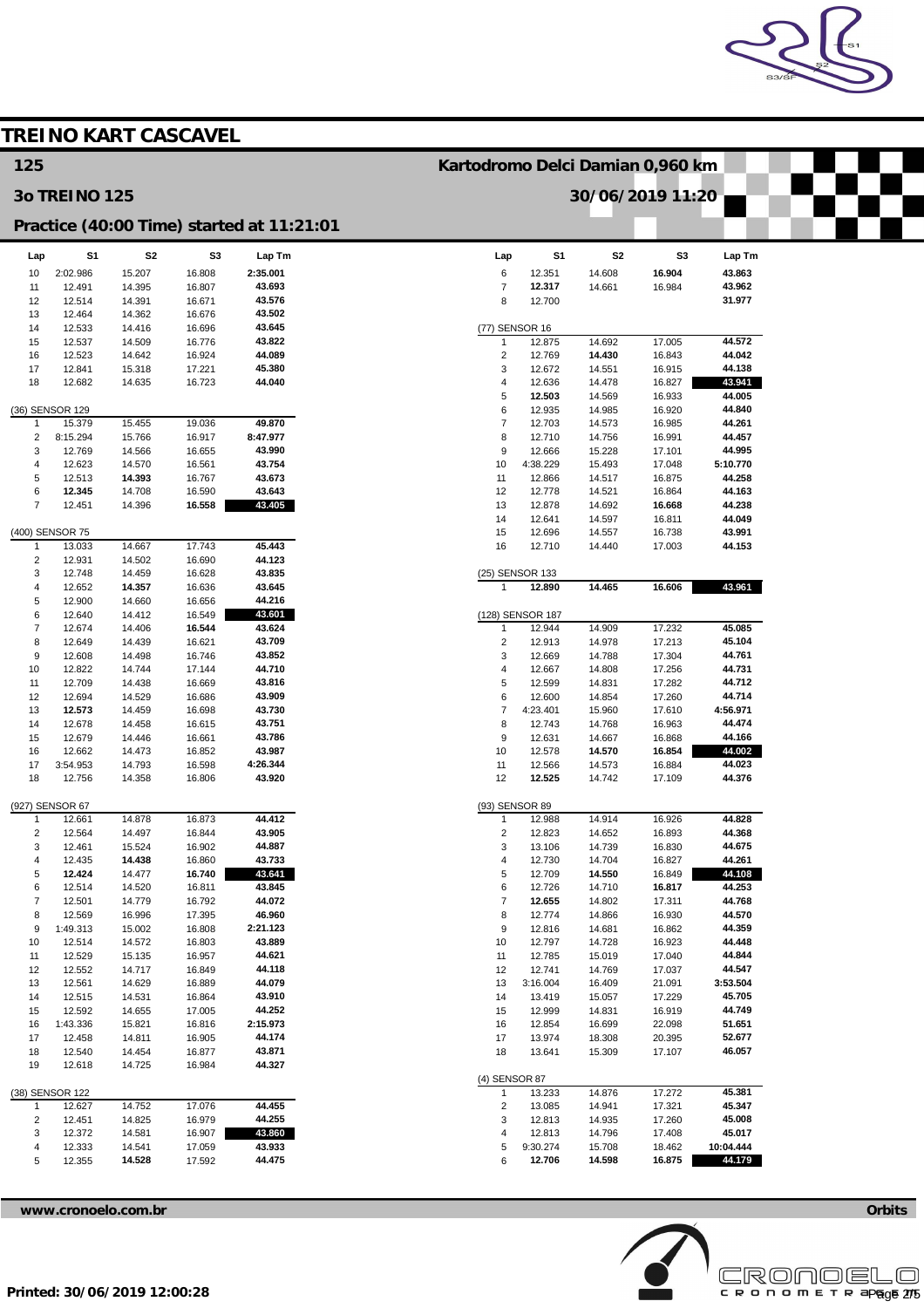# TREINO KART CASCAVEL

## 125

**Kartodromo Delci Damian 0,960 km**

## 3o TREINO 125

**30/06/2019 11:20**

### Practice (40:00 Time) started at 11:21:01

| Lap | S1 | S2 | S3 | Lap Tm |
|---|---|---|---|---|
| 10 | 2:02.986 | 15.207 | 16.808 | 2:35.001 |
| 11 | 12.491 | 14.395 | 16.807 | 43.693 |
| 12 | 12.514 | 14.391 | 16.671 | 43.576 |
| 13 | 12.464 | 14.362 | 16.676 | 43.502 |
| 14 | 12.533 | 14.416 | 16.696 | 43.645 |
| 15 | 12.537 | 14.509 | 16.776 | 43.822 |
| 16 | 12.523 | 14.642 | 16.924 | 44.089 |
| 17 | 12.841 | 15.318 | 17.221 | 45.380 |
| 18 | 12.682 | 14.635 | 16.723 | 44.040 |

(36) SENSOR 129

| Lap | S1 | S2 | S3 | Lap Tm |
|---|---|---|---|---|
| 1 | 15.379 | 15.455 | 19.036 | 49.870 |
| 2 | 8:15.294 | 15.766 | 16.917 | 8:47.977 |
| 3 | 12.769 | 14.566 | 16.655 | 43.990 |
| 4 | 12.623 | 14.570 | 16.561 | 43.754 |
| 5 | 12.513 | **14.393** | 16.767 | 43.673 |
| 6 | **12.345** | 14.708 | 16.590 | 43.643 |
| 7 | 12.451 | 14.396 | **16.558** | **43.405** |

(400) SENSOR 75

| Lap | S1 | S2 | S3 | Lap Tm |
|---|---|---|---|---|
| 1 | 13.033 | 14.667 | 17.743 | 45.443 |
| 2 | 12.931 | 14.502 | 16.690 | 44.123 |
| 3 | 12.748 | 14.459 | 16.628 | 43.835 |
| 4 | 12.652 | **14.357** | 16.636 | 43.645 |
| 5 | 12.900 | 14.660 | 16.656 | 44.216 |
| 6 | 12.640 | 14.412 | 16.549 | **43.601** |
| 7 | 12.674 | 14.406 | **16.544** | 43.624 |
| 8 | 12.649 | 14.439 | 16.621 | 43.709 |
| 9 | 12.608 | 14.498 | 16.746 | 43.852 |
| 10 | 12.822 | 14.744 | 17.144 | 44.710 |
| 11 | 12.709 | 14.438 | 16.669 | 43.816 |
| 12 | 12.694 | 14.529 | 16.686 | 43.909 |
| 13 | **12.573** | 14.459 | 16.698 | 43.730 |
| 14 | 12.678 | 14.458 | 16.615 | 43.751 |
| 15 | 12.679 | 14.446 | 16.661 | 43.786 |
| 16 | 12.662 | 14.473 | 16.852 | 43.987 |
| 17 | 3:54.953 | 14.793 | 16.598 | 4:26.344 |
| 18 | 12.756 | 14.358 | 16.806 | 43.920 |

(927) SENSOR 67

| Lap | S1 | S2 | S3 | Lap Tm |
|---|---|---|---|---|
| 1 | 12.661 | 14.878 | 16.873 | 44.412 |
| 2 | 12.564 | 14.497 | 16.844 | 43.905 |
| 3 | 12.461 | 15.524 | 16.902 | 44.887 |
| 4 | 12.435 | **14.438** | 16.860 | 43.733 |
| 5 | **12.424** | 14.477 | **16.740** | **43.641** |
| 6 | 12.514 | 14.520 | 16.811 | 43.845 |
| 7 | 12.501 | 14.779 | 16.792 | 44.072 |
| 8 | 12.569 | 16.996 | 17.395 | 46.960 |
| 9 | 1:49.313 | 15.002 | 16.808 | 2:21.123 |
| 10 | 12.514 | 14.572 | 16.803 | 43.889 |
| 11 | 12.529 | 15.135 | 16.957 | 44.621 |
| 12 | 12.552 | 14.717 | 16.849 | 44.118 |
| 13 | 12.561 | 14.629 | 16.889 | 44.079 |
| 14 | 12.515 | 14.531 | 16.864 | 43.910 |
| 15 | 12.592 | 14.655 | 17.005 | 44.252 |
| 16 | 1:43.336 | 15.821 | 16.816 | 2:15.973 |
| 17 | 12.458 | 14.811 | 16.905 | 44.174 |
| 18 | 12.540 | 14.454 | 16.877 | 43.871 |
| 19 | 12.618 | 14.725 | 16.984 | 44.327 |

(38) SENSOR 122

| Lap | S1 | S2 | S3 | Lap Tm |
|---|---|---|---|---|
| 1 | 12.627 | 14.752 | 17.076 | 44.455 |
| 2 | 12.451 | 14.825 | 16.979 | 44.255 |
| 3 | 12.372 | 14.581 | 16.907 | **43.860** |
| 4 | 12.333 | 14.541 | 17.059 | 43.933 |
| 5 | 12.355 | **14.528** | 17.592 | 44.475 |
| 6 | 12.351 | 14.608 | **16.904** | 43.863 |
| 7 | **12.317** | 14.661 | 16.984 | 43.962 |
| 8 | 12.700 | | | 31.977 |

(77) SENSOR 16

| Lap | S1 | S2 | S3 | Lap Tm |
|---|---|---|---|---|
| 1 | 12.875 | 14.692 | 17.005 | 44.572 |
| 2 | 12.769 | **14.430** | 16.843 | 44.042 |
| 3 | 12.672 | 14.551 | 16.915 | 44.138 |
| 4 | 12.636 | 14.478 | 16.827 | **43.941** |
| 5 | **12.503** | 14.569 | 16.933 | 44.005 |
| 6 | 12.935 | 14.985 | 16.920 | 44.840 |
| 7 | 12.703 | 14.573 | 16.985 | 44.261 |
| 8 | 12.710 | 14.756 | 16.991 | 44.457 |
| 9 | 12.666 | 15.228 | 17.101 | 44.995 |
| 10 | 4:38.229 | 15.493 | 17.048 | 5:10.770 |
| 11 | 12.866 | 14.517 | 16.875 | 44.258 |
| 12 | 12.778 | 14.521 | 16.864 | 44.163 |
| 13 | 12.878 | 14.692 | **16.668** | 44.238 |
| 14 | 12.641 | 14.597 | 16.811 | 44.049 |
| 15 | 12.696 | 14.557 | 16.738 | 43.991 |
| 16 | 12.710 | 14.440 | 17.003 | 44.153 |

(25) SENSOR 133

| Lap | S1 | S2 | S3 | Lap Tm |
|---|---|---|---|---|
| 1 | **12.890** | **14.465** | **16.606** | **43.961** |

(128) SENSOR 187

| Lap | S1 | S2 | S3 | Lap Tm |
|---|---|---|---|---|
| 1 | 12.944 | 14.909 | 17.232 | 45.085 |
| 2 | 12.913 | 14.978 | 17.213 | 45.104 |
| 3 | 12.669 | 14.788 | 17.304 | 44.761 |
| 4 | 12.667 | 14.808 | 17.256 | 44.731 |
| 5 | 12.599 | 14.831 | 17.282 | 44.712 |
| 6 | 12.600 | 14.854 | 17.260 | 44.714 |
| 7 | 4:23.401 | 15.960 | 17.610 | 4:56.971 |
| 8 | 12.743 | 14.768 | 16.963 | 44.474 |
| 9 | 12.631 | 14.667 | 16.868 | 44.166 |
| 10 | 12.578 | **14.570** | **16.854** | **44.002** |
| 11 | 12.566 | 14.573 | 16.884 | 44.023 |
| 12 | **12.525** | 14.742 | 17.109 | 44.376 |

(93) SENSOR 89

| Lap | S1 | S2 | S3 | Lap Tm |
|---|---|---|---|---|
| 1 | 12.988 | 14.914 | 16.926 | 44.828 |
| 2 | 12.823 | 14.652 | 16.893 | 44.368 |
| 3 | 13.106 | 14.739 | 16.830 | 44.675 |
| 4 | 12.730 | 14.704 | 16.827 | 44.261 |
| 5 | 12.709 | **14.550** | 16.849 | **44.108** |
| 6 | 12.726 | 14.710 | **16.817** | 44.253 |
| 7 | **12.655** | 14.802 | 17.311 | 44.768 |
| 8 | 12.774 | 14.866 | 16.930 | 44.570 |
| 9 | 12.816 | 14.681 | 16.862 | 44.359 |
| 10 | 12.797 | 14.728 | 16.923 | 44.448 |
| 11 | 12.785 | 15.019 | 17.040 | 44.844 |
| 12 | 12.741 | 14.769 | 17.037 | 44.547 |
| 13 | 3:16.004 | 16.409 | 21.091 | 3:53.504 |
| 14 | 13.419 | 15.057 | 17.229 | 45.705 |
| 15 | 12.999 | 14.831 | 16.919 | 44.749 |
| 16 | 12.854 | 16.699 | 22.098 | 51.651 |
| 17 | 13.974 | 18.308 | 20.395 | 52.677 |
| 18 | 13.641 | 15.309 | 17.107 | 46.057 |

(4) SENSOR 87

| Lap | S1 | S2 | S3 | Lap Tm |
|---|---|---|---|---|
| 1 | 13.233 | 14.876 | 17.272 | 45.381 |
| 2 | 13.085 | 14.941 | 17.321 | 45.347 |
| 3 | 12.813 | 14.935 | 17.260 | 45.008 |
| 4 | 12.813 | 14.796 | 17.408 | 45.017 |
| 5 | 9:30.274 | 15.708 | 18.462 | 10:04.444 |
| 6 | **12.706** | **14.598** | **16.875** | **44.179** |

www.cronoelo.com.br

Orbits

Printed: 30/06/2019 12:00:28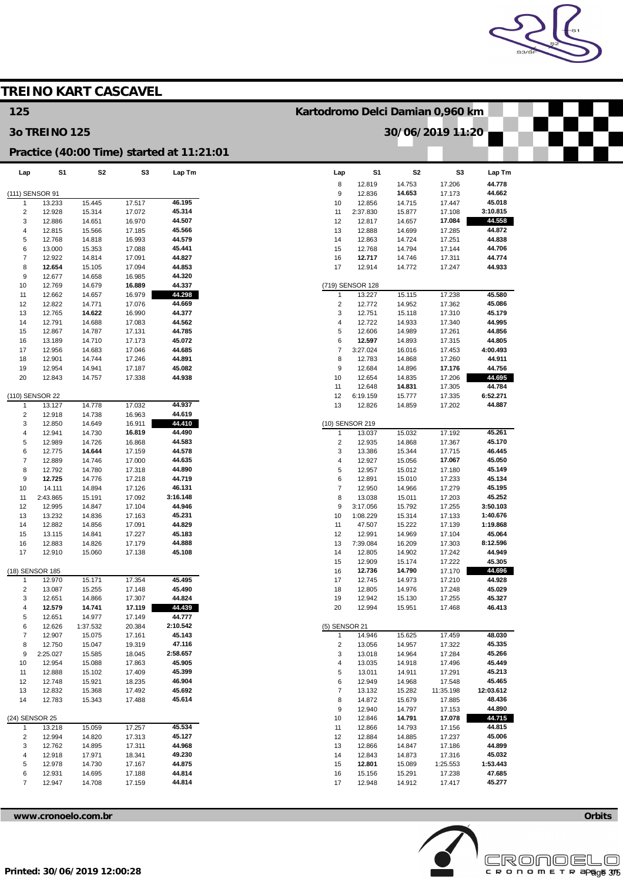# TREINO KART CASCAVEL

## 125

**Kartodromo Delci Damian 0,960 km**

### 3o TREINO 125

**30/06/2019 11:20**

### Practice (40:00 Time) started at 11:21:01

(111) SENSOR 91

| Lap | S1 | S2 | S3 | Lap Tm |
|---|---|---|---|---|
| 1 | 13.233 | 15.445 | 17.517 | 46.195 |
| 2 | 12.928 | 15.314 | 17.072 | 45.314 |
| 3 | 12.886 | 14.651 | 16.970 | 44.507 |
| 4 | 12.815 | 15.566 | 17.185 | 45.566 |
| 5 | 12.768 | 14.818 | 16.993 | 44.579 |
| 6 | 13.000 | 15.353 | 17.088 | 45.441 |
| 7 | 12.922 | 14.814 | 17.091 | 44.827 |
| 8 | **12.654** | 15.105 | 17.094 | 44.853 |
| 9 | 12.677 | 14.658 | 16.985 | 44.320 |
| 10 | 12.769 | 14.679 | **16.889** | 44.337 |
| 11 | 12.662 | 14.657 | 16.979 | **44.298** |
| 12 | 12.822 | 14.771 | 17.076 | 44.669 |
| 13 | 12.765 | **14.622** | 16.990 | 44.377 |
| 14 | 12.791 | 14.688 | 17.083 | 44.562 |
| 15 | 12.867 | 14.787 | 17.131 | 44.785 |
| 16 | 13.189 | 14.710 | 17.173 | 45.072 |
| 17 | 12.956 | 14.683 | 17.046 | 44.685 |
| 18 | 12.901 | 14.744 | 17.246 | 44.891 |
| 19 | 12.954 | 14.941 | 17.187 | 45.082 |
| 20 | 12.843 | 14.757 | 17.338 | 44.938 |

(110) SENSOR 22

| Lap | S1 | S2 | S3 | Lap Tm |
|---|---|---|---|---|
| 1 | 13.127 | 14.778 | 17.032 | 44.937 |
| 2 | 12.918 | 14.738 | 16.963 | 44.619 |
| 3 | 12.850 | 14.649 | 16.911 | **44.410** |
| 4 | 12.941 | 14.730 | **16.819** | 44.490 |
| 5 | 12.989 | 14.726 | 16.868 | 44.583 |
| 6 | 12.775 | **14.644** | 17.159 | 44.578 |
| 7 | 12.889 | 14.746 | 17.000 | 44.635 |
| 8 | 12.792 | 14.780 | 17.318 | 44.890 |
| 9 | **12.725** | 14.776 | 17.218 | 44.719 |
| 10 | 14.111 | 14.894 | 17.126 | 46.131 |
| 11 | 2:43.865 | 15.191 | 17.092 | 3:16.148 |
| 12 | 12.995 | 14.847 | 17.104 | 44.946 |
| 13 | 13.232 | 14.836 | 17.163 | 45.231 |
| 14 | 12.882 | 14.856 | 17.091 | 44.829 |
| 15 | 13.115 | 14.841 | 17.227 | 45.183 |
| 16 | 12.883 | 14.826 | 17.179 | 44.888 |
| 17 | 12.910 | 15.060 | 17.138 | 45.108 |

(18) SENSOR 185

| Lap | S1 | S2 | S3 | Lap Tm |
|---|---|---|---|---|
| 1 | 12.970 | 15.171 | 17.354 | 45.495 |
| 2 | 13.087 | 15.255 | 17.148 | 45.490 |
| 3 | 12.651 | 14.866 | 17.307 | 44.824 |
| 4 | **12.579** | **14.741** | **17.119** | **44.439** |
| 5 | 12.651 | 14.977 | 17.149 | 44.777 |
| 6 | 12.626 | 1:37.532 | 20.384 | 2:10.542 |
| 7 | 12.907 | 15.075 | 17.161 | 45.143 |
| 8 | 12.750 | 15.047 | 19.319 | 47.116 |
| 9 | 2:25.027 | 15.585 | 18.045 | 2:58.657 |
| 10 | 12.954 | 15.088 | 17.863 | 45.905 |
| 11 | 12.888 | 15.102 | 17.409 | 45.399 |
| 12 | 12.748 | 15.921 | 18.235 | 46.904 |
| 13 | 12.832 | 15.368 | 17.492 | 45.692 |
| 14 | 12.783 | 15.343 | 17.488 | 45.614 |

(24) SENSOR 25

| Lap | S1 | S2 | S3 | Lap Tm |
|---|---|---|---|---|
| 1 | 13.218 | 15.059 | 17.257 | 45.534 |
| 2 | 12.994 | 14.820 | 17.313 | 45.127 |
| 3 | 12.762 | 14.895 | 17.311 | 44.968 |
| 4 | 12.918 | 17.971 | 18.341 | 49.230 |
| 5 | 12.978 | 14.730 | 17.167 | 44.875 |
| 6 | 12.931 | 14.695 | 17.188 | 44.814 |
| 7 | 12.947 | 14.708 | 17.159 | 44.814 |
| 8 | 12.819 | 14.753 | 17.206 | 44.778 |
| 9 | 12.836 | **14.653** | 17.173 | 44.662 |
| 10 | 12.856 | 14.715 | 17.447 | 45.018 |
| 11 | 2:37.830 | 15.877 | 17.108 | 3:10.815 |
| 12 | 12.817 | 14.657 | **17.084** | **44.558** |
| 13 | 12.888 | 14.699 | 17.285 | 44.872 |
| 14 | 12.863 | 14.724 | 17.251 | 44.838 |
| 15 | 12.768 | 14.794 | 17.144 | 44.706 |
| 16 | **12.717** | 14.746 | 17.311 | 44.774 |
| 17 | 12.914 | 14.772 | 17.247 | 44.933 |

(719) SENSOR 128

| Lap | S1 | S2 | S3 | Lap Tm |
|---|---|---|---|---|
| 1 | 13.227 | 15.115 | 17.238 | 45.580 |
| 2 | 12.772 | 14.952 | 17.362 | 45.086 |
| 3 | 12.751 | 15.118 | 17.310 | 45.179 |
| 4 | 12.722 | 14.933 | 17.340 | 44.995 |
| 5 | 12.606 | 14.989 | 17.261 | 44.856 |
| 6 | **12.597** | 14.893 | 17.315 | 44.805 |
| 7 | 3:27.024 | 16.016 | 17.453 | 4:00.493 |
| 8 | 12.783 | 14.868 | 17.260 | 44.911 |
| 9 | 12.684 | 14.896 | **17.176** | 44.756 |
| 10 | 12.654 | 14.835 | 17.206 | **44.695** |
| 11 | 12.648 | **14.831** | 17.305 | 44.784 |
| 12 | 6:19.159 | 15.777 | 17.335 | 6:52.271 |
| 13 | 12.826 | 14.859 | 17.202 | 44.887 |

(10) SENSOR 219

| Lap | S1 | S2 | S3 | Lap Tm |
|---|---|---|---|---|
| 1 | 13.037 | 15.032 | 17.192 | 45.261 |
| 2 | 12.935 | 14.868 | 17.367 | 45.170 |
| 3 | 13.386 | 15.344 | 17.715 | 46.445 |
| 4 | 12.927 | 15.056 | **17.067** | 45.050 |
| 5 | 12.957 | 15.012 | 17.180 | 45.149 |
| 6 | 12.891 | 15.010 | 17.233 | 45.134 |
| 7 | 12.950 | 14.966 | 17.279 | 45.195 |
| 8 | 13.038 | 15.011 | 17.203 | 45.252 |
| 9 | 3:17.056 | 15.792 | 17.255 | 3:50.103 |
| 10 | 1:08.229 | 15.314 | 17.133 | 1:40.676 |
| 11 | 47.507 | 15.222 | 17.139 | 1:19.868 |
| 12 | 12.991 | 14.969 | 17.104 | 45.064 |
| 13 | 7:39.084 | 16.209 | 17.303 | 8:12.596 |
| 14 | 12.805 | 14.902 | 17.242 | 44.949 |
| 15 | 12.909 | 15.174 | 17.222 | 45.305 |
| 16 | **12.736** | **14.790** | 17.170 | **44.696** |
| 17 | 12.745 | 14.973 | 17.210 | 44.928 |
| 18 | 12.805 | 14.976 | 17.248 | 45.029 |
| 19 | 12.942 | 15.130 | 17.255 | 45.327 |
| 20 | 12.994 | 15.951 | 17.468 | 46.413 |

(5) SENSOR 21

| Lap | S1 | S2 | S3 | Lap Tm |
|---|---|---|---|---|
| 1 | 14.946 | 15.625 | 17.459 | 48.030 |
| 2 | 13.056 | 14.957 | 17.322 | 45.335 |
| 3 | 13.018 | 14.964 | 17.284 | 45.266 |
| 4 | 13.035 | 14.918 | 17.496 | 45.449 |
| 5 | 13.011 | 14.911 | 17.291 | 45.213 |
| 6 | 12.949 | 14.968 | 17.548 | 45.465 |
| 7 | 13.132 | 15.282 | 11:35.198 | 12:03.612 |
| 8 | 14.872 | 15.679 | 17.885 | 48.436 |
| 9 | 12.940 | 14.797 | 17.153 | 44.890 |
| 10 | 12.846 | **14.791** | **17.078** | **44.715** |
| 11 | 12.866 | 14.793 | 17.156 | 44.815 |
| 12 | 12.884 | 14.885 | 17.237 | 45.006 |
| 13 | 12.866 | 14.847 | 17.186 | 44.899 |
| 14 | 12.843 | 14.873 | 17.316 | 45.032 |
| 15 | **12.801** | 15.089 | 1:25.553 | 1:53.443 |
| 16 | 15.156 | 15.291 | 17.238 | 47.685 |
| 17 | 12.948 | 14.912 | 17.417 | 45.277 |

www.cronoelo.com.br — Orbits

Printed: 30/06/2019 12:00:28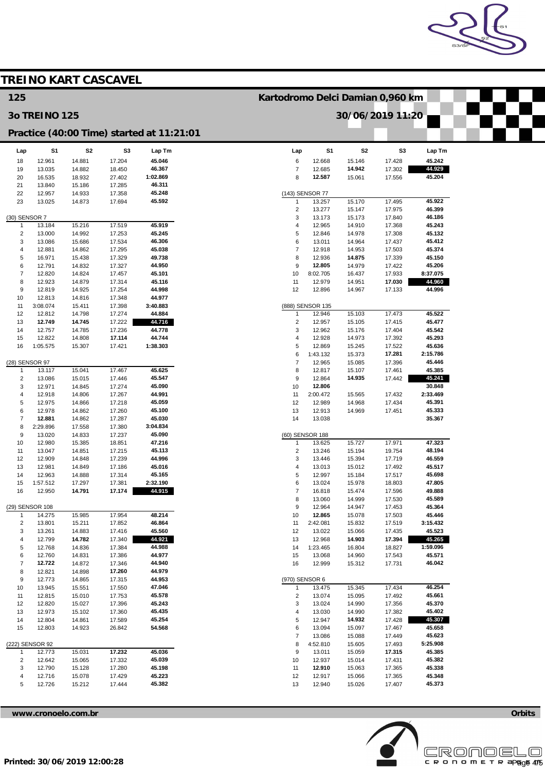# TREINO KART CASCAVEL

## 125

Kartodromo Delci Damian 0,960 km

## 3o TREINO 125

30/06/2019 11:20

### Practice (40:00 Time) started at 11:21:01

| Lap | S1 | S2 | S3 | Lap Tm |
|---|---|---|---|---|
| 18 | 12.961 | 14.881 | 17.204 | 45.046 |
| 19 | 13.035 | 14.882 | 18.450 | 46.367 |
| 20 | 16.535 | 18.932 | 27.402 | 1:02.869 |
| 21 | 13.840 | 15.186 | 17.285 | 46.311 |
| 22 | 12.957 | 14.933 | 17.358 | 45.248 |
| 23 | 13.025 | 14.873 | 17.694 | 45.592 |

(30) SENSOR 7

| Lap | S1 | S2 | S3 | Lap Tm |
|---|---|---|---|---|
| 1 | 13.184 | 15.216 | 17.519 | 45.919 |
| 2 | 13.000 | 14.992 | 17.253 | 45.245 |
| 3 | 13.086 | 15.686 | 17.534 | 46.306 |
| 4 | 12.881 | 14.862 | 17.295 | 45.038 |
| 5 | 16.971 | 15.438 | 17.329 | 49.738 |
| 6 | 12.791 | 14.832 | 17.327 | 44.950 |
| 7 | 12.820 | 14.824 | 17.457 | 45.101 |
| 8 | 12.923 | 14.879 | 17.314 | 45.116 |
| 9 | 12.819 | 14.925 | 17.254 | 44.998 |
| 10 | 12.813 | 14.816 | 17.348 | 44.977 |
| 11 | 3:08.074 | 15.411 | 17.398 | 3:40.883 |
| 12 | 12.812 | 14.798 | 17.274 | 44.884 |
| 13 | **12.749** | **14.745** | 17.222 | **44.716** |
| 14 | 12.757 | 14.785 | 17.236 | 44.778 |
| 15 | 12.822 | 14.808 | **17.114** | 44.744 |
| 16 | 1:05.575 | 15.307 | 17.421 | 1:38.303 |

(28) SENSOR 97

| Lap | S1 | S2 | S3 | Lap Tm |
|---|---|---|---|---|
| 1 | 13.117 | 15.041 | 17.467 | 45.625 |
| 2 | 13.086 | 15.015 | 17.446 | 45.547 |
| 3 | 12.971 | 14.845 | 17.274 | 45.090 |
| 4 | 12.918 | 14.806 | 17.267 | 44.991 |
| 5 | 12.975 | 14.866 | 17.218 | 45.059 |
| 6 | 12.978 | 14.862 | 17.260 | 45.100 |
| 7 | **12.881** | 14.862 | 17.287 | 45.030 |
| 8 | 2:29.896 | 17.558 | 17.380 | 3:04.834 |
| 9 | 13.020 | 14.833 | 17.237 | 45.090 |
| 10 | 12.980 | 15.385 | 18.851 | 47.216 |
| 11 | 13.047 | 14.851 | 17.215 | 45.113 |
| 12 | 12.909 | 14.848 | 17.239 | 44.996 |
| 13 | 12.981 | 14.849 | 17.186 | 45.016 |
| 14 | 12.963 | 14.888 | 17.314 | 45.165 |
| 15 | 1:57.512 | 17.297 | 17.381 | 2:32.190 |
| 16 | 12.950 | **14.791** | **17.174** | **44.915** |

(29) SENSOR 108

| Lap | S1 | S2 | S3 | Lap Tm |
|---|---|---|---|---|
| 1 | 14.275 | 15.985 | 17.954 | 48.214 |
| 2 | 13.801 | 15.211 | 17.852 | 46.864 |
| 3 | 13.261 | 14.883 | 17.416 | 45.560 |
| 4 | 12.799 | **14.782** | 17.340 | **44.921** |
| 5 | 12.768 | 14.836 | 17.384 | 44.988 |
| 6 | 12.760 | 14.831 | 17.386 | 44.977 |
| 7 | **12.722** | 14.872 | 17.346 | 44.940 |
| 8 | 12.821 | 14.898 | **17.260** | 44.979 |
| 9 | 12.773 | 14.865 | 17.315 | 44.953 |
| 10 | 13.945 | 15.551 | 17.550 | 47.046 |
| 11 | 12.815 | 15.010 | 17.753 | 45.578 |
| 12 | 12.820 | 15.027 | 17.396 | 45.243 |
| 13 | 12.973 | 15.102 | 17.360 | 45.435 |
| 14 | 12.804 | 14.861 | 17.589 | 45.254 |
| 15 | 12.803 | 14.923 | 26.842 | 54.568 |

(222) SENSOR 92

| Lap | S1 | S2 | S3 | Lap Tm |
|---|---|---|---|---|
| 1 | 12.773 | 15.031 | **17.232** | 45.036 |
| 2 | 12.642 | 15.065 | 17.332 | 45.039 |
| 3 | 12.790 | 15.128 | 17.280 | 45.198 |
| 4 | 12.716 | 15.078 | 17.429 | 45.223 |
| 5 | 12.726 | 15.212 | 17.444 | 45.382 |
| 6 | 12.668 | 15.146 | 17.428 | 45.242 |
| 7 | 12.685 | **14.942** | 17.302 | **44.929** |
| 8 | **12.587** | 15.061 | 17.556 | 45.204 |

(143) SENSOR 77

| Lap | S1 | S2 | S3 | Lap Tm |
|---|---|---|---|---|
| 1 | 13.257 | 15.170 | 17.495 | 45.922 |
| 2 | 13.277 | 15.147 | 17.975 | 46.399 |
| 3 | 13.173 | 15.173 | 17.840 | 46.186 |
| 4 | 12.965 | 14.910 | 17.368 | 45.243 |
| 5 | 12.846 | 14.978 | 17.308 | 45.132 |
| 6 | 13.011 | 14.964 | 17.437 | 45.412 |
| 7 | 12.918 | 14.953 | 17.503 | 45.374 |
| 8 | 12.936 | **14.875** | 17.339 | 45.150 |
| 9 | **12.805** | 14.979 | 17.422 | 45.206 |
| 10 | 8:02.705 | 16.437 | 17.933 | 8:37.075 |
| 11 | 12.979 | 14.951 | **17.030** | **44.960** |
| 12 | 12.896 | 14.967 | 17.133 | 44.996 |

(888) SENSOR 135

| Lap | S1 | S2 | S3 | Lap Tm |
|---|---|---|---|---|
| 1 | 12.946 | 15.103 | 17.473 | 45.522 |
| 2 | 12.957 | 15.105 | 17.415 | 45.477 |
| 3 | 12.962 | 15.176 | 17.404 | 45.542 |
| 4 | 12.928 | 14.973 | 17.392 | 45.293 |
| 5 | 12.869 | 15.245 | 17.522 | 45.636 |
| 6 | 1:43.132 | 15.373 | **17.281** | 2:15.786 |
| 7 | 12.965 | 15.085 | 17.396 | 45.446 |
| 8 | 12.817 | 15.107 | 17.461 | 45.385 |
| 9 | 12.864 | **14.935** | 17.442 | **45.241** |
| 10 | **12.806** | | | 30.848 |
| 11 | 2:00.472 | 15.565 | 17.432 | 2:33.469 |
| 12 | 12.989 | 14.968 | 17.434 | 45.391 |
| 13 | 12.913 | 14.969 | 17.451 | 45.333 |
| 14 | 13.038 | | | 35.367 |

(60) SENSOR 188

| Lap | S1 | S2 | S3 | Lap Tm |
|---|---|---|---|---|
| 1 | 13.625 | 15.727 | 17.971 | 47.323 |
| 2 | 13.246 | 15.194 | 19.754 | 48.194 |
| 3 | 13.446 | 15.394 | 17.719 | 46.559 |
| 4 | 13.013 | 15.012 | 17.492 | 45.517 |
| 5 | 12.997 | 15.184 | 17.517 | 45.698 |
| 6 | 13.024 | 15.978 | 18.803 | 47.805 |
| 7 | 16.818 | 15.474 | 17.596 | 49.888 |
| 8 | 13.060 | 14.999 | 17.530 | 45.589 |
| 9 | 12.964 | 14.947 | 17.453 | 45.364 |
| 10 | **12.865** | 15.078 | 17.503 | 45.446 |
| 11 | 2:42.081 | 15.832 | 17.519 | 3:15.432 |
| 12 | 13.022 | 15.066 | 17.435 | 45.523 |
| 13 | 12.968 | **14.903** | **17.394** | **45.265** |
| 14 | 1:23.465 | 16.804 | 18.827 | 1:59.096 |
| 15 | 13.068 | 14.960 | 17.543 | 45.571 |
| 16 | 12.999 | 15.312 | 17.731 | 46.042 |

(970) SENSOR 6

| Lap | S1 | S2 | S3 | Lap Tm |
|---|---|---|---|---|
| 1 | 13.475 | 15.345 | 17.434 | 46.254 |
| 2 | 13.074 | 15.095 | 17.492 | 45.661 |
| 3 | 13.024 | 14.990 | 17.356 | 45.370 |
| 4 | 13.030 | 14.990 | 17.382 | 45.402 |
| 5 | 12.947 | **14.932** | 17.428 | **45.307** |
| 6 | 13.094 | 15.097 | 17.467 | 45.658 |
| 7 | 13.086 | 15.088 | 17.449 | 45.623 |
| 8 | 4:52.810 | 15.605 | 17.493 | 5:25.908 |
| 9 | 13.011 | 15.059 | **17.315** | 45.385 |
| 10 | 12.937 | 15.014 | 17.431 | 45.382 |
| 11 | **12.910** | 15.063 | 17.365 | 45.338 |
| 12 | 12.917 | 15.066 | 17.365 | 45.348 |
| 13 | 12.940 | 15.026 | 17.407 | 45.373 |

www.cronoelo.com.br — Orbits

Printed: 30/06/2019 12:00:28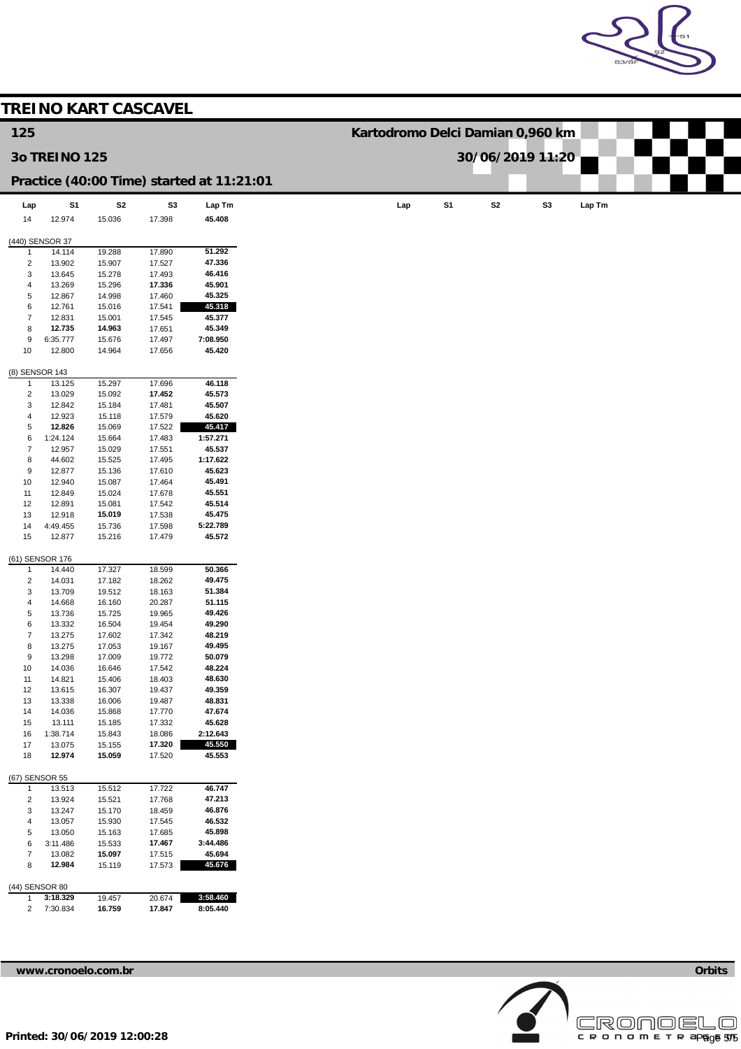# TREINO KART CASCAVEL

## 125

**Kartodromo Delci Damian 0,960 km**

## 3o TREINO 125

**30/06/2019 11:20**

## Practice (40:00 Time) started at 11:21:01

| Lap | S1 | S2 | S3 | Lap Tm |
|---|---|---|---|---|
| 14 | 12.974 | 15.036 | 17.398 | **45.408** |

(440) SENSOR 37

| Lap | S1 | S2 | S3 | Lap Tm |
|---|---|---|---|---|
| 1 | 14.114 | 19.288 | 17.890 | **51.292** |
| 2 | 13.902 | 15.907 | 17.527 | **47.336** |
| 3 | 13.645 | 15.278 | 17.493 | **46.416** |
| 4 | 13.269 | 15.296 | **17.336** | **45.901** |
| 5 | 12.867 | 14.998 | 17.460 | **45.325** |
| 6 | 12.761 | 15.016 | 17.541 | **45.318** |
| 7 | 12.831 | 15.001 | 17.545 | **45.377** |
| 8 | **12.735** | **14.963** | 17.651 | **45.349** |
| 9 | 6:35.777 | 15.676 | 17.497 | **7:08.950** |
| 10 | 12.800 | 14.964 | 17.656 | **45.420** |

(8) SENSOR 143

| Lap | S1 | S2 | S3 | Lap Tm |
|---|---|---|---|---|
| 1 | 13.125 | 15.297 | 17.696 | **46.118** |
| 2 | 13.029 | 15.092 | **17.452** | **45.573** |
| 3 | 12.842 | 15.184 | 17.481 | **45.507** |
| 4 | 12.923 | 15.118 | 17.579 | **45.620** |
| 5 | **12.826** | 15.069 | 17.522 | **45.417** |
| 6 | 1:24.124 | 15.664 | 17.483 | **1:57.271** |
| 7 | 12.957 | 15.029 | 17.551 | **45.537** |
| 8 | 44.602 | 15.525 | 17.495 | **1:17.622** |
| 9 | 12.877 | 15.136 | 17.610 | **45.623** |
| 10 | 12.940 | 15.087 | 17.464 | **45.491** |
| 11 | 12.849 | 15.024 | 17.678 | **45.551** |
| 12 | 12.891 | 15.081 | 17.542 | **45.514** |
| 13 | 12.918 | **15.019** | 17.538 | **45.475** |
| 14 | 4:49.455 | 15.736 | 17.598 | **5:22.789** |
| 15 | 12.877 | 15.216 | 17.479 | **45.572** |

(61) SENSOR 176

| Lap | S1 | S2 | S3 | Lap Tm |
|---|---|---|---|---|
| 1 | 14.440 | 17.327 | 18.599 | **50.366** |
| 2 | 14.031 | 17.182 | 18.262 | **49.475** |
| 3 | 13.709 | 19.512 | 18.163 | **51.384** |
| 4 | 14.668 | 16.160 | 20.287 | **51.115** |
| 5 | 13.736 | 15.725 | 19.965 | **49.426** |
| 6 | 13.332 | 16.504 | 19.454 | **49.290** |
| 7 | 13.275 | 17.602 | 17.342 | **48.219** |
| 8 | 13.275 | 17.053 | 19.167 | **49.495** |
| 9 | 13.298 | 17.009 | 19.772 | **50.079** |
| 10 | 14.036 | 16.646 | 17.542 | **48.224** |
| 11 | 14.821 | 15.406 | 18.403 | **48.630** |
| 12 | 13.615 | 16.307 | 19.437 | **49.359** |
| 13 | 13.338 | 16.006 | 19.487 | **48.831** |
| 14 | 14.036 | 15.868 | 17.770 | **47.674** |
| 15 | 13.111 | 15.185 | 17.332 | **45.628** |
| 16 | 1:38.714 | 15.843 | 18.086 | **2:12.643** |
| 17 | 13.075 | 15.155 | **17.320** | **45.550** |
| 18 | **12.974** | **15.059** | 17.520 | **45.553** |

(67) SENSOR 55

| Lap | S1 | S2 | S3 | Lap Tm |
|---|---|---|---|---|
| 1 | 13.513 | 15.512 | 17.722 | **46.747** |
| 2 | 13.924 | 15.521 | 17.768 | **47.213** |
| 3 | 13.247 | 15.170 | 18.459 | **46.876** |
| 4 | 13.057 | 15.930 | 17.545 | **46.532** |
| 5 | 13.050 | 15.163 | 17.685 | **45.898** |
| 6 | 3:11.486 | 15.533 | **17.467** | **3:44.486** |
| 7 | 13.082 | **15.097** | 17.515 | **45.694** |
| 8 | **12.984** | 15.119 | 17.573 | **45.676** |

(44) SENSOR 80

| Lap | S1 | S2 | S3 | Lap Tm |
|---|---|---|---|---|
| 1 | **3:18.329** | 19.457 | 20.674 | **3:58.460** |
| 2 | 7:30.834 | **16.759** | **17.847** | **8:05.440** |

www.cronoelo.com.br

Orbits

Printed: 30/06/2019 12:00:28